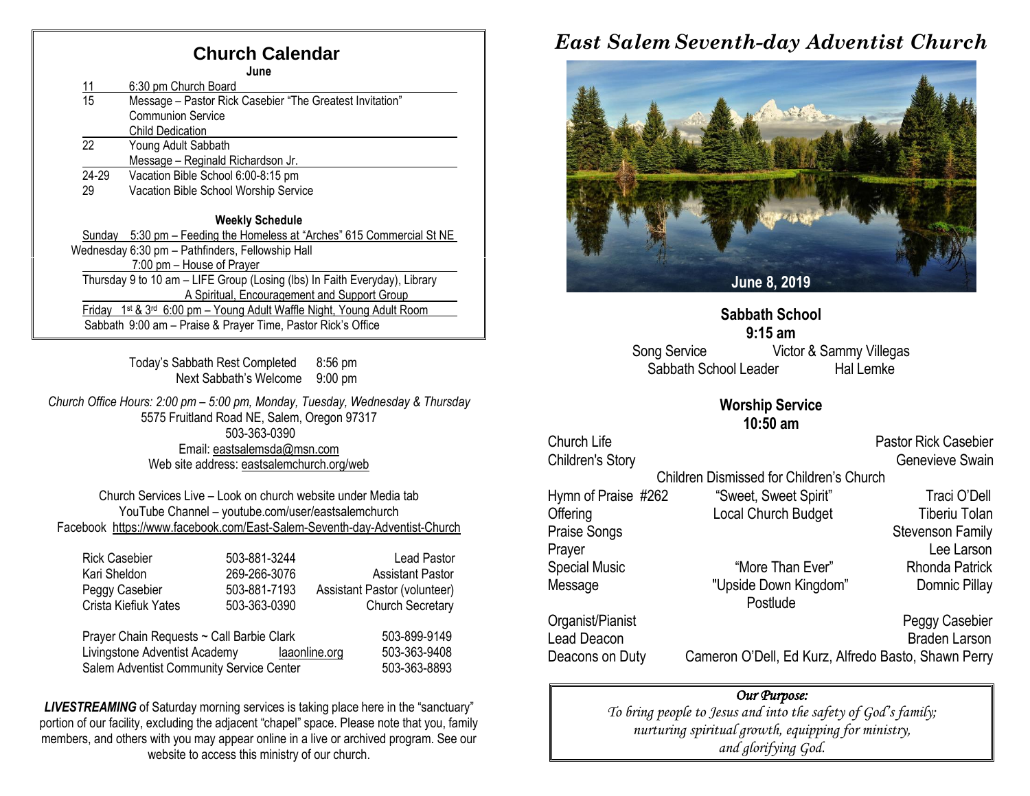## Church Calendar

**June**

| | |
|---|---|
| 11 | 6:30 pm Church Board |
| 15 | Message – Pastor Rick Casebier "The Greatest Invitation"<br>Communion Service<br>Child Dedication |
| 22 | Young Adult Sabbath<br>Message – Reginald Richardson Jr. |
| 24-29 | Vacation Bible School 6:00-8:15 pm |
| 29 | Vacation Bible School Worship Service |

**Weekly Schedule**

Sunday 5:30 pm – Feeding the Homeless at "Arches" 615 Commercial St NE

Wednesday 6:30 pm – Pathfinders, Fellowship Hall
7:00 pm – House of Prayer

Thursday 9 to 10 am – LIFE Group (Losing (lbs) In Faith Everyday), Library
A Spiritual, Encouragement and Support Group

Friday 1st & 3rd 6:00 pm – Young Adult Waffle Night, Young Adult Room

Sabbath 9:00 am – Praise & Prayer Time, Pastor Rick's Office

Today's Sabbath Rest Completed 8:56 pm
Next Sabbath's Welcome 9:00 pm

*Church Office Hours: 2:00 pm – 5:00 pm, Monday, Tuesday, Wednesday & Thursday*
5575 Fruitland Road NE, Salem, Oregon 97317
503-363-0390
Email: eastsalemsda@msn.com
Web site address: eastsalemchurch.org/web

Church Services Live – Look on church website under Media tab
YouTube Channel – youtube.com/user/eastsalemchurch
Facebook https://www.facebook.com/East-Salem-Seventh-day-Adventist-Church

| | | |
|---|---|---|
| Rick Casebier | 503-881-3244 | Lead Pastor |
| Kari Sheldon | 269-266-3076 | Assistant Pastor |
| Peggy Casebier | 503-881-7193 | Assistant Pastor (volunteer) |
| Crista Kiefiuk Yates | 503-363-0390 | Church Secretary |

| | | |
|---|---|---|
| Prayer Chain Requests ~ Call Barbie Clark | | 503-899-9149 |
| Livingstone Adventist Academy | laaonline.org | 503-363-9408 |
| Salem Adventist Community Service Center | | 503-363-8893 |

***LIVESTREAMING*** of Saturday morning services is taking place here in the "sanctuary" portion of our facility, excluding the adjacent "chapel" space. Please note that you, family members, and others with you may appear online in a live or archived program. See our website to access this ministry of our church.

# *East Salem Seventh-day Adventist Church*

**June 8, 2019**

**Sabbath School**
**9:15 am**

Song Service — Victor & Sammy Villegas
Sabbath School Leader — Hal Lemke

**Worship Service**
**10:50 am**

| | | |
|---|---|---|
| Church Life | | Pastor Rick Casebier |
| Children's Story | | Genevieve Swain |
| | Children Dismissed for Children's Church | |
| Hymn of Praise #262 | "Sweet, Sweet Spirit" | Traci O'Dell |
| Offering | Local Church Budget | Tiberiu Tolan |
| Praise Songs | | Stevenson Family |
| Prayer | | Lee Larson |
| Special Music | "More Than Ever" | Rhonda Patrick |
| Message | "Upside Down Kingdom" | Domnic Pillay |
| | Postlude | |
| Organist/Pianist | | Peggy Casebier |
| Lead Deacon | | Braden Larson |
| Deacons on Duty | | Cameron O'Dell, Ed Kurz, Alfredo Basto, Shawn Perry |

*Our Purpose:*
*To bring people to Jesus and into the safety of God's family; nurturing spiritual growth, equipping for ministry, and glorifying God.*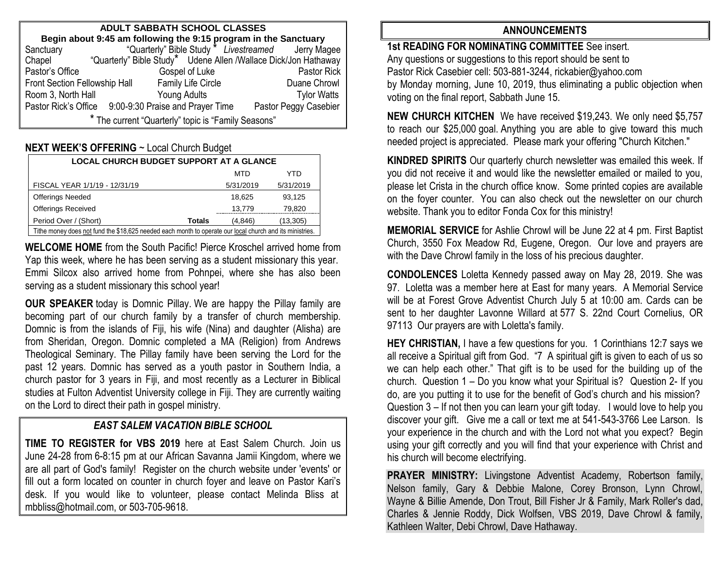## ADULT SABBATH SCHOOL CLASSES

**Begin about 9:45 am following the 9:15 program in the Sanctuary**

| | | |
|---|---|---|
| Sanctuary | "Quarterly" Bible Study * *Livestreamed* | Jerry Magee |
| Chapel | "Quarterly" Bible Study* | Udene Allen /Wallace Dick/Jon Hathaway |
| Pastor's Office | Gospel of Luke | Pastor Rick |
| Front Section Fellowship Hall | Family Life Circle | Duane Chrowl |
| Room 3, North Hall | Young Adults | Tylor Watts |
| Pastor Rick's Office | 9:00-9:30 Praise and Prayer Time | Pastor Peggy Casebier |

* The current "Quarterly" topic is "Family Seasons"

**NEXT WEEK'S OFFERING** ~ Local Church Budget

| LOCAL CHURCH BUDGET SUPPORT AT A GLANCE | | | |
|---|---|---|---|
| | | MTD | YTD |
| FISCAL YEAR 1/1/19 - 12/31/19 | | 5/31/2019 | 5/31/2019 |
| Offerings Needed | | 18,625 | 93,125 |
| Offerings Received | | 13,779 | 79,820 |
| Period Over / (Short) | Totals | (4,846) | (13,305) |

Tithe money does not fund the $18,625 needed each month to operate our local church and its ministries.

**WELCOME HOME** from the South Pacific! Pierce Kroschel arrived home from Yap this week, where he has been serving as a student missionary this year. Emmi Silcox also arrived home from Pohnpei, where she has also been serving as a student missionary this school year!

**OUR SPEAKER** today is Domnic Pillay. We are happy the Pillay family are becoming part of our church family by a transfer of church membership. Domnic is from the islands of Fiji, his wife (Nina) and daughter (Alisha) are from Sheridan, Oregon. Domnic completed a MA (Religion) from Andrews Theological Seminary. The Pillay family have been serving the Lord for the past 12 years. Domnic has served as a youth pastor in Southern India, a church pastor for 3 years in Fiji, and most recently as a Lecturer in Biblical studies at Fulton Adventist University college in Fiji. They are currently waiting on the Lord to direct their path in gospel ministry.

### *EAST SALEM VACATION BIBLE SCHOOL*

**TIME TO REGISTER for VBS 2019** here at East Salem Church. Join us June 24-28 from 6-8:15 pm at our African Savanna Jamii Kingdom, where we are all part of God's family! Register on the church website under 'events' or fill out a form located on counter in church foyer and leave on Pastor Kari's desk. If you would like to volunteer, please contact Melinda Bliss at mbbliss@hotmail.com, or 503-705-9618.

## ANNOUNCEMENTS

**1st READING FOR NOMINATING COMMITTEE** See insert. Any questions or suggestions to this report should be sent to Pastor Rick Casebier cell: 503-881-3244, rickabier@yahoo.com by Monday morning, June 10, 2019, thus eliminating a public objection when voting on the final report, Sabbath June 15.

**NEW CHURCH KITCHEN** We have received $19,243. We only need $5,757 to reach our $25,000 goal. Anything you are able to give toward this much needed project is appreciated. Please mark your offering "Church Kitchen."

**KINDRED SPIRITS** Our quarterly church newsletter was emailed this week. If you did not receive it and would like the newsletter emailed or mailed to you, please let Crista in the church office know. Some printed copies are available on the foyer counter. You can also check out the newsletter on our church website. Thank you to editor Fonda Cox for this ministry!

**MEMORIAL SERVICE** for Ashlie Chrowl will be June 22 at 4 pm. First Baptist Church, 3550 Fox Meadow Rd, Eugene, Oregon. Our love and prayers are with the Dave Chrowl family in the loss of his precious daughter.

**CONDOLENCES** Loletta Kennedy passed away on May 28, 2019. She was 97. Loletta was a member here at East for many years. A Memorial Service will be at Forest Grove Adventist Church July 5 at 10:00 am. Cards can be sent to her daughter Lavonne Willard at 577 S. 22nd Court Cornelius, OR 97113 Our prayers are with Loletta's family.

**HEY CHRISTIAN,** I have a few questions for you. 1 Corinthians 12:7 says we all receive a Spiritual gift from God. "7 A spiritual gift is given to each of us so we can help each other." That gift is to be used for the building up of the church. Question 1 – Do you know what your Spiritual is? Question 2- If you do, are you putting it to use for the benefit of God's church and his mission? Question 3 – If not then you can learn your gift today. I would love to help you discover your gift. Give me a call or text me at 541-543-3766 Lee Larson. Is your experience in the church and with the Lord not what you expect? Begin using your gift correctly and you will find that your experience with Christ and his church will become electrifying.

**PRAYER MINISTRY:** Livingstone Adventist Academy, Robertson family, Nelson family, Gary & Debbie Malone, Corey Bronson, Lynn Chrowl, Wayne & Billie Amende, Don Trout, Bill Fisher Jr & Family, Mark Roller's dad, Charles & Jennie Roddy, Dick Wolfsen, VBS 2019, Dave Chrowl & family, Kathleen Walter, Debi Chrowl, Dave Hathaway.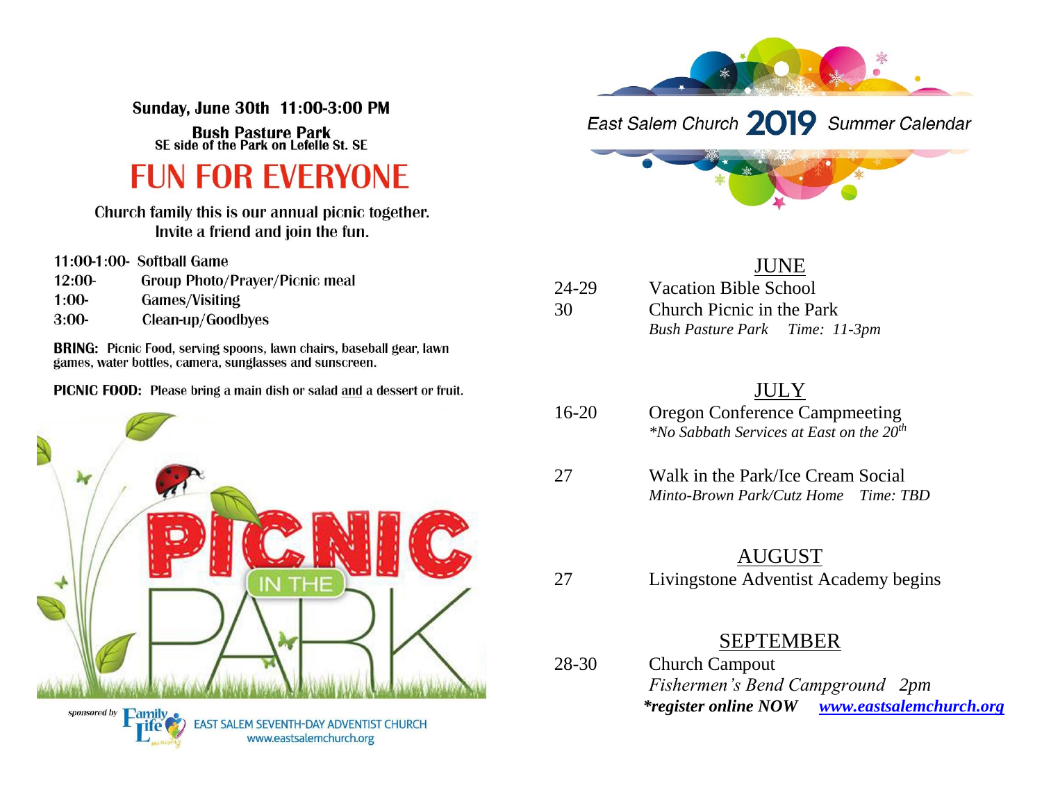Sunday, June 30th 11:00-3:00 PM

**Bush Pasture Park**
SE side of the Park on Lefelle St. SE

# FUN FOR EVERYONE

Church family this is our annual picnic together.
Invite a friend and join the fun.

| | |
|---|---|
| 11:00-1:00- | Softball Game |
| 12:00- | Group Photo/Prayer/Picnic meal |
| 1:00- | Games/Visiting |
| 3:00- | Clean-up/Goodbyes |

**BRING:** Picnic Food, serving spoons, lawn chairs, baseball gear, lawn games, water bottles, camera, sunglasses and sunscreen.

**PICNIC FOOD:** Please bring a main dish or salad and a dessert or fruit.

PICNIC IN THE PARK

sponsored by Family Life ministry EAST SALEM SEVENTH-DAY ADVENTIST CHURCH
www.eastsalemchurch.org

## East Salem Church 2019 Summer Calendar

### JUNE

| | |
|---|---|
| 24-29 | Vacation Bible School |
| 30 | Church Picnic in the Park<br>*Bush Pasture Park Time: 11-3pm* |

### JULY

| | |
|---|---|
| 16-20 | Oregon Conference Campmeeting<br>**No Sabbath Services at East on the 20th* |
| 27 | Walk in the Park/Ice Cream Social<br>*Minto-Brown Park/Cutz Home Time: TBD* |

### AUGUST

| | |
|---|---|
| 27 | Livingstone Adventist Academy begins |

### SEPTEMBER

| | |
|---|---|
| 28-30 | Church Campout<br>*Fishermen's Bend Campground 2pm* |

***register online NOW*** ***www.eastsalemchurch.org***